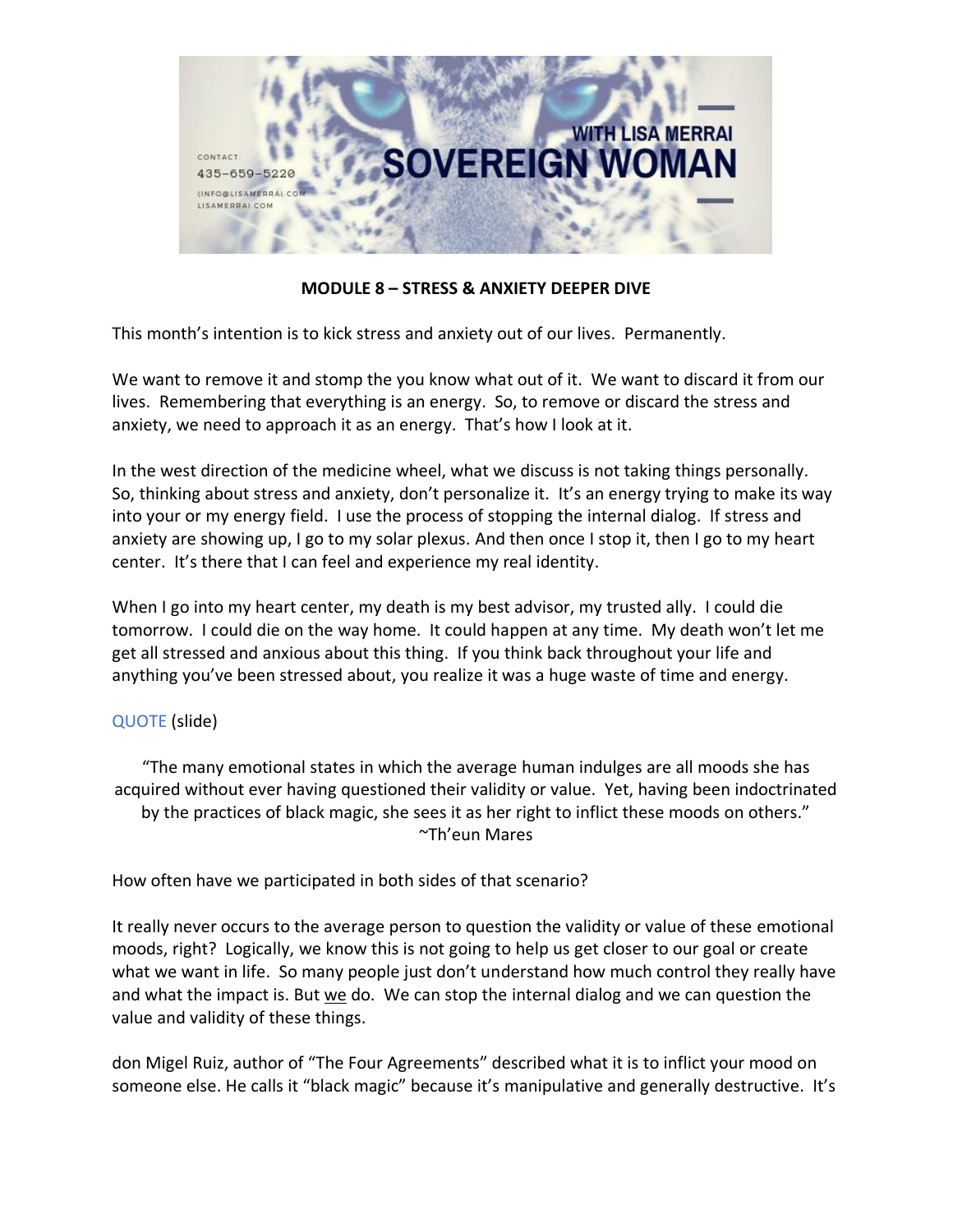CONTACT:
435-659-5220
(INFO@LISAMERRAI.COM
LISAMERRAI.COM

WITH LISA MERRAI
SOVEREIGN WOMAN

**MODULE 8 – STRESS & ANXIETY DEEPER DIVE**

This month's intention is to kick stress and anxiety out of our lives. Permanently.

We want to remove it and stomp the you know what out of it. We want to discard it from our lives. Remembering that everything is an energy. So, to remove or discard the stress and anxiety, we need to approach it as an energy. That's how I look at it.

In the west direction of the medicine wheel, what we discuss is not taking things personally. So, thinking about stress and anxiety, don't personalize it. It's an energy trying to make its way into your or my energy field. I use the process of stopping the internal dialog. If stress and anxiety are showing up, I go to my solar plexus. And then once I stop it, then I go to my heart center. It's there that I can feel and experience my real identity.

When I go into my heart center, my death is my best advisor, my trusted ally. I could die tomorrow. I could die on the way home. It could happen at any time. My death won't let me get all stressed and anxious about this thing. If you think back throughout your life and anything you've been stressed about, you realize it was a huge waste of time and energy.

QUOTE (slide)

"The many emotional states in which the average human indulges are all moods she has acquired without ever having questioned their validity or value. Yet, having been indoctrinated by the practices of black magic, she sees it as her right to inflict these moods on others."
~Th'eun Mares

How often have we participated in both sides of that scenario?

It really never occurs to the average person to question the validity or value of these emotional moods, right? Logically, we know this is not going to help us get closer to our goal or create what we want in life. So many people just don't understand how much control they really have and what the impact is. But <u>we</u> do. We can stop the internal dialog and we can question the value and validity of these things.

don Migel Ruiz, author of "The Four Agreements" described what it is to inflict your mood on someone else. He calls it "black magic" because it's manipulative and generally destructive. It's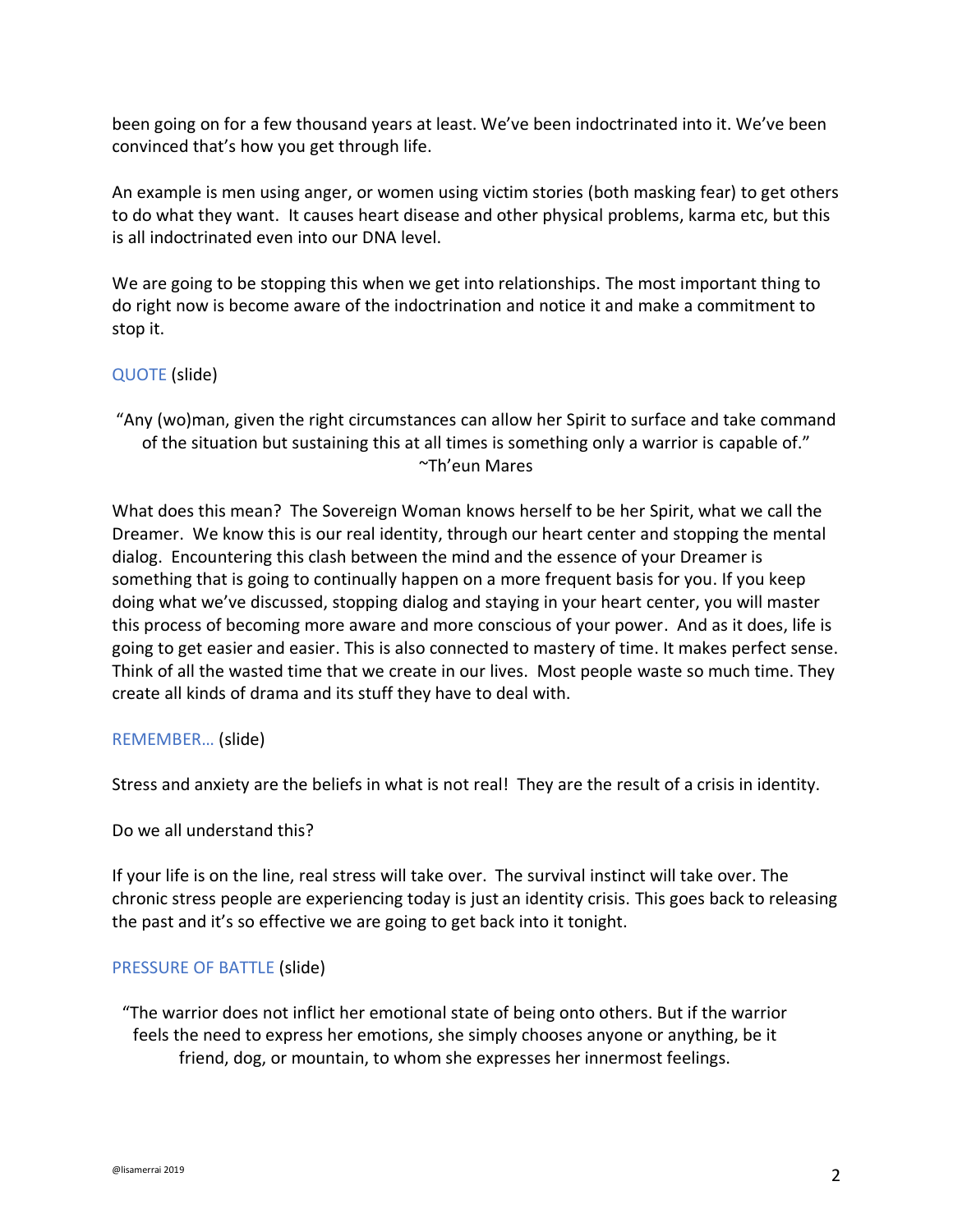been going on for a few thousand years at least. We've been indoctrinated into it. We've been convinced that's how you get through life.

An example is men using anger, or women using victim stories (both masking fear) to get others to do what they want. It causes heart disease and other physical problems, karma etc, but this is all indoctrinated even into our DNA level.

We are going to be stopping this when we get into relationships. The most important thing to do right now is become aware of the indoctrination and notice it and make a commitment to stop it.

QUOTE (slide)

"Any (wo)man, given the right circumstances can allow her Spirit to surface and take command of the situation but sustaining this at all times is something only a warrior is capable of."
~Th'eun Mares

What does this mean? The Sovereign Woman knows herself to be her Spirit, what we call the Dreamer. We know this is our real identity, through our heart center and stopping the mental dialog. Encountering this clash between the mind and the essence of your Dreamer is something that is going to continually happen on a more frequent basis for you. If you keep doing what we've discussed, stopping dialog and staying in your heart center, you will master this process of becoming more aware and more conscious of your power. And as it does, life is going to get easier and easier. This is also connected to mastery of time. It makes perfect sense. Think of all the wasted time that we create in our lives. Most people waste so much time. They create all kinds of drama and its stuff they have to deal with.

REMEMBER… (slide)

Stress and anxiety are the beliefs in what is not real! They are the result of a crisis in identity.

Do we all understand this?

If your life is on the line, real stress will take over. The survival instinct will take over. The chronic stress people are experiencing today is just an identity crisis. This goes back to releasing the past and it's so effective we are going to get back into it tonight.

PRESSURE OF BATTLE (slide)

"The warrior does not inflict her emotional state of being onto others. But if the warrior feels the need to express her emotions, she simply chooses anyone or anything, be it friend, dog, or mountain, to whom she expresses her innermost feelings.

@lisamerrai 2019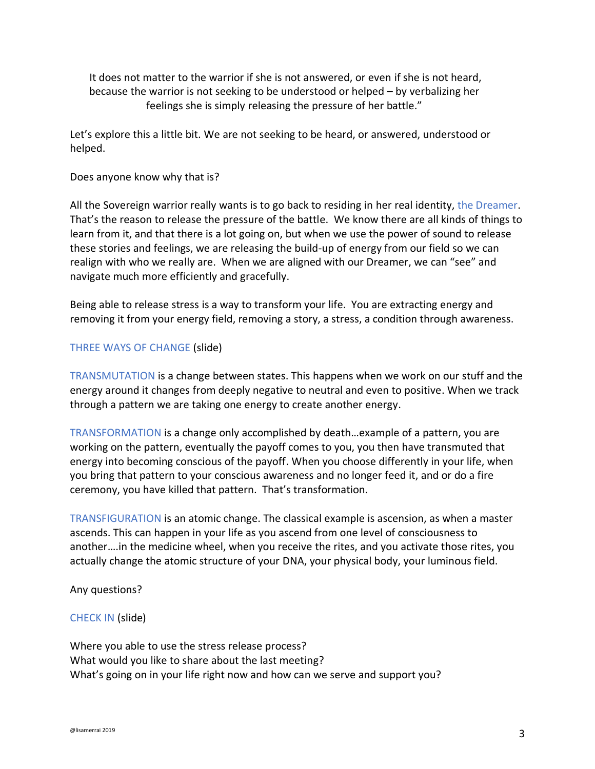> It does not matter to the warrior if she is not answered, or even if she is not heard, because the warrior is not seeking to be understood or helped – by verbalizing her feelings she is simply releasing the pressure of her battle."

Let's explore this a little bit. We are not seeking to be heard, or answered, understood or helped.

Does anyone know why that is?

All the Sovereign warrior really wants is to go back to residing in her real identity, the Dreamer. That's the reason to release the pressure of the battle. We know there are all kinds of things to learn from it, and that there is a lot going on, but when we use the power of sound to release these stories and feelings, we are releasing the build-up of energy from our field so we can realign with who we really are. When we are aligned with our Dreamer, we can "see" and navigate much more efficiently and gracefully.

Being able to release stress is a way to transform your life. You are extracting energy and removing it from your energy field, removing a story, a stress, a condition through awareness.

THREE WAYS OF CHANGE (slide)

TRANSMUTATION is a change between states. This happens when we work on our stuff and the energy around it changes from deeply negative to neutral and even to positive. When we track through a pattern we are taking one energy to create another energy.

TRANSFORMATION is a change only accomplished by death…example of a pattern, you are working on the pattern, eventually the payoff comes to you, you then have transmuted that energy into becoming conscious of the payoff. When you choose differently in your life, when you bring that pattern to your conscious awareness and no longer feed it, and or do a fire ceremony, you have killed that pattern. That's transformation.

TRANSFIGURATION is an atomic change. The classical example is ascension, as when a master ascends. This can happen in your life as you ascend from one level of consciousness to another….in the medicine wheel, when you receive the rites, and you activate those rites, you actually change the atomic structure of your DNA, your physical body, your luminous field.

Any questions?

CHECK IN (slide)

Where you able to use the stress release process?
What would you like to share about the last meeting?
What's going on in your life right now and how can we serve and support you?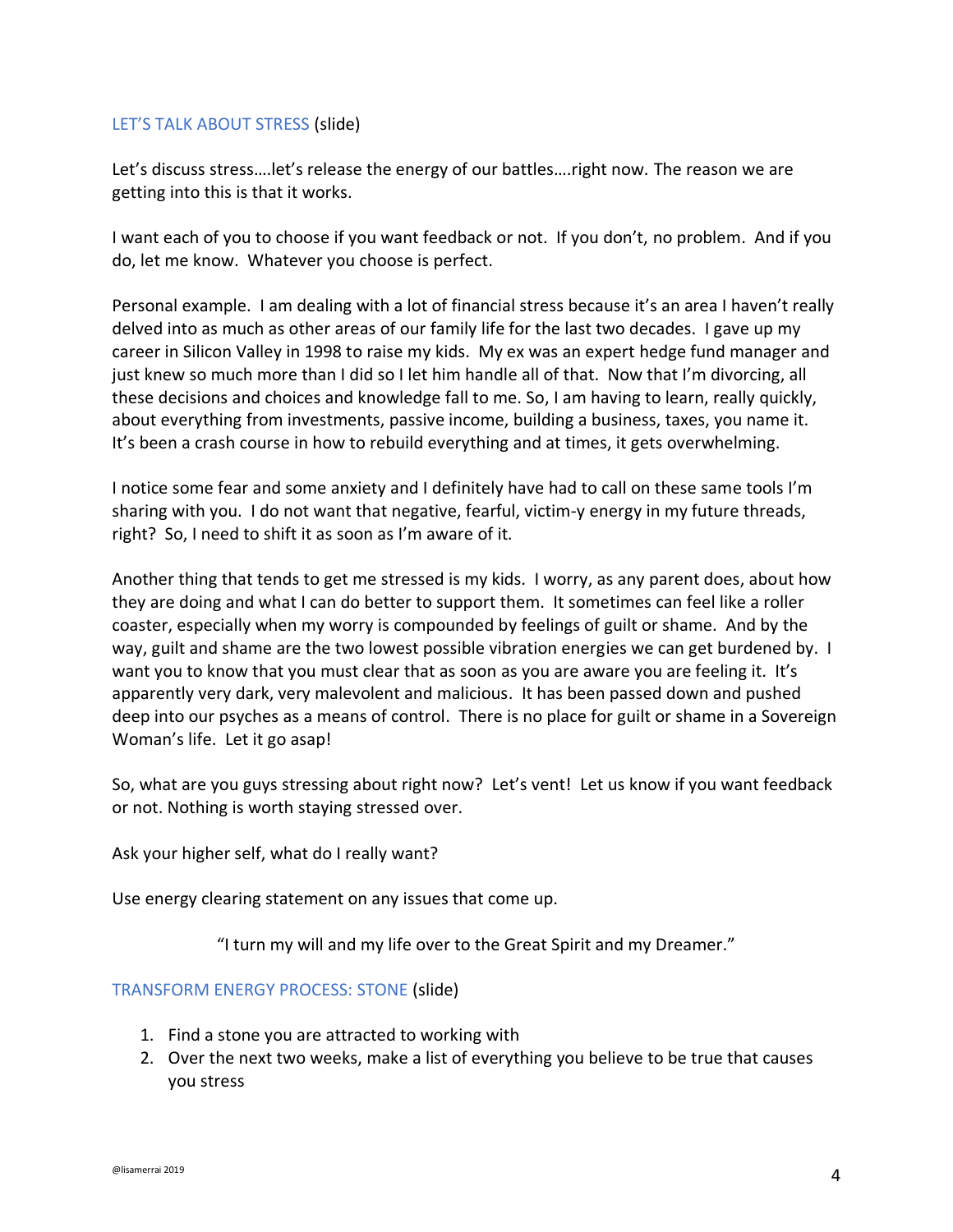## LET'S TALK ABOUT STRESS (slide)

Let's discuss stress….let's release the energy of our battles….right now. The reason we are getting into this is that it works.

I want each of you to choose if you want feedback or not. If you don't, no problem. And if you do, let me know. Whatever you choose is perfect.

Personal example. I am dealing with a lot of financial stress because it's an area I haven't really delved into as much as other areas of our family life for the last two decades. I gave up my career in Silicon Valley in 1998 to raise my kids. My ex was an expert hedge fund manager and just knew so much more than I did so I let him handle all of that. Now that I'm divorcing, all these decisions and choices and knowledge fall to me. So, I am having to learn, really quickly, about everything from investments, passive income, building a business, taxes, you name it. It's been a crash course in how to rebuild everything and at times, it gets overwhelming.

I notice some fear and some anxiety and I definitely have had to call on these same tools I'm sharing with you. I do not want that negative, fearful, victim-y energy in my future threads, right? So, I need to shift it as soon as I'm aware of it.

Another thing that tends to get me stressed is my kids. I worry, as any parent does, about how they are doing and what I can do better to support them. It sometimes can feel like a roller coaster, especially when my worry is compounded by feelings of guilt or shame. And by the way, guilt and shame are the two lowest possible vibration energies we can get burdened by. I want you to know that you must clear that as soon as you are aware you are feeling it. It's apparently very dark, very malevolent and malicious. It has been passed down and pushed deep into our psyches as a means of control. There is no place for guilt or shame in a Sovereign Woman's life. Let it go asap!

So, what are you guys stressing about right now? Let's vent! Let us know if you want feedback or not. Nothing is worth staying stressed over.

Ask your higher self, what do I really want?

Use energy clearing statement on any issues that come up.

"I turn my will and my life over to the Great Spirit and my Dreamer."

## TRANSFORM ENERGY PROCESS: STONE (slide)

1. Find a stone you are attracted to working with
2. Over the next two weeks, make a list of everything you believe to be true that causes you stress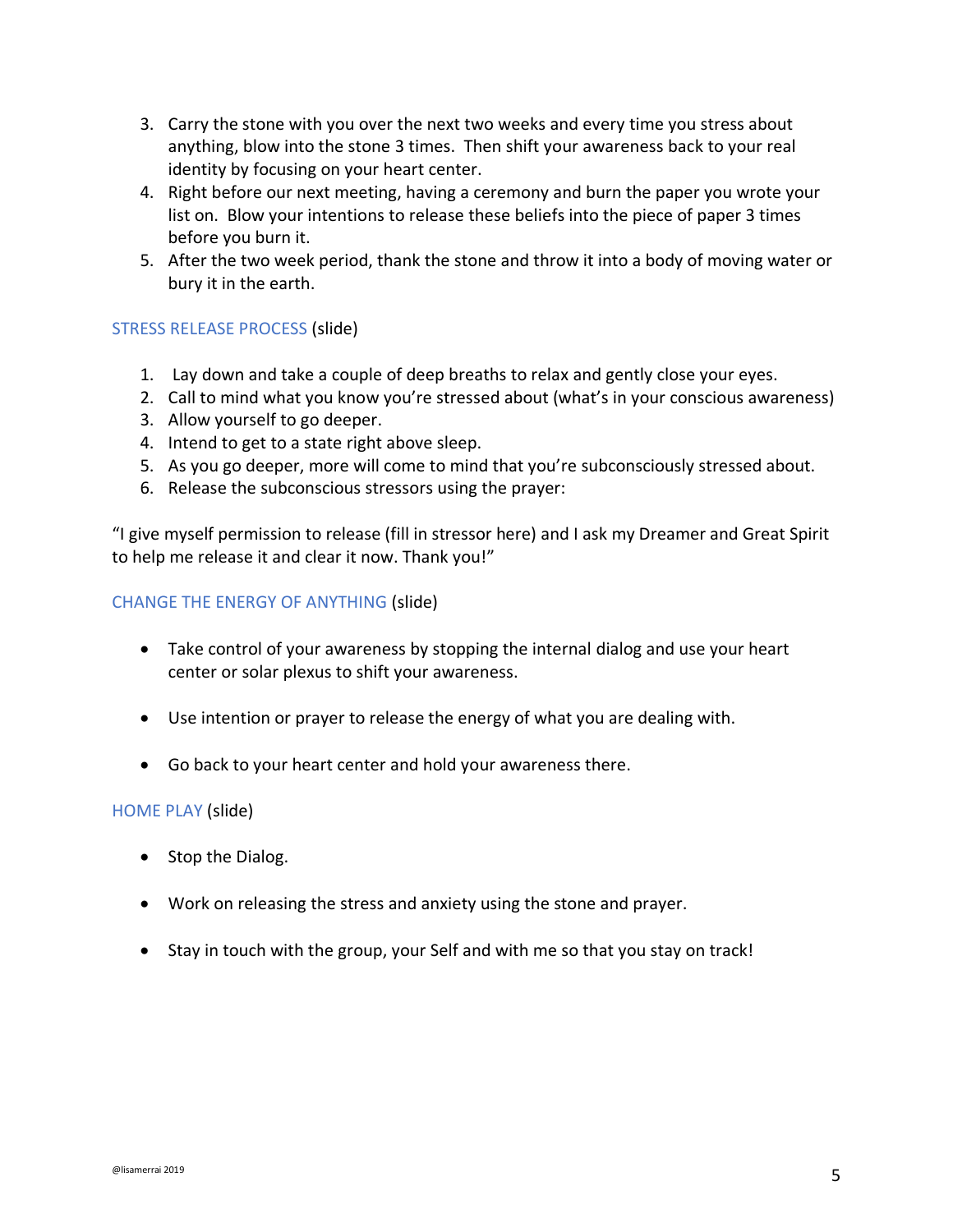3. Carry the stone with you over the next two weeks and every time you stress about anything, blow into the stone 3 times. Then shift your awareness back to your real identity by focusing on your heart center.
4. Right before our next meeting, having a ceremony and burn the paper you wrote your list on. Blow your intentions to release these beliefs into the piece of paper 3 times before you burn it.
5. After the two week period, thank the stone and throw it into a body of moving water or bury it in the earth.

### STRESS RELEASE PROCESS (slide)

1. Lay down and take a couple of deep breaths to relax and gently close your eyes.
2. Call to mind what you know you're stressed about (what's in your conscious awareness)
3. Allow yourself to go deeper.
4. Intend to get to a state right above sleep.
5. As you go deeper, more will come to mind that you're subconsciously stressed about.
6. Release the subconscious stressors using the prayer:

"I give myself permission to release (fill in stressor here) and I ask my Dreamer and Great Spirit to help me release it and clear it now. Thank you!"

### CHANGE THE ENERGY OF ANYTHING (slide)

- Take control of your awareness by stopping the internal dialog and use your heart center or solar plexus to shift your awareness.
- Use intention or prayer to release the energy of what you are dealing with.
- Go back to your heart center and hold your awareness there.

### HOME PLAY (slide)

- Stop the Dialog.
- Work on releasing the stress and anxiety using the stone and prayer.
- Stay in touch with the group, your Self and with me so that you stay on track!

@lisamerrai 2019